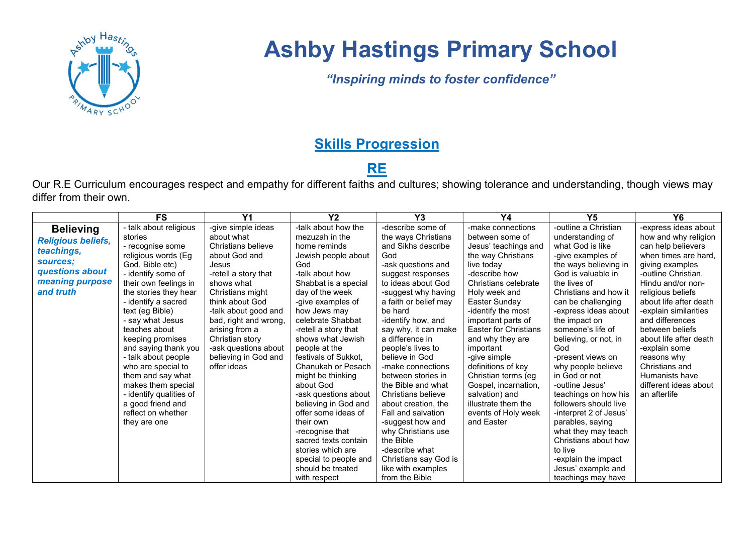# Ashby Hastings Primary School

*"Inspiring minds to foster confidence"*

## Skills Progression

## RE

Our R.E Curriculum encourages respect and empathy for different faiths and cultures; showing tolerance and understanding, though views may differ from their own.

| | FS | Y1 | Y2 | Y3 | Y4 | Y5 | Y6 |
|---|---|---|---|---|---|---|---|
| **Believing** *Religious beliefs, teachings, sources; questions about meaning purpose and truth* | - talk about religious stories<br>- recognise some religious words (Eg God, Bible etc)<br>- identify some of their own feelings in the stories they hear<br>- identify a sacred text (eg Bible)<br>- say what Jesus teaches about keeping promises and saying thank you<br>- talk about people who are special to them and say what makes them special<br>- identify qualities of a good friend and reflect on whether they are one | -give simple ideas about what Christians believe about God and Jesus<br>-retell a story that shows what Christians might think about God<br>-talk about good and bad, right and wrong, arising from a Christian story<br>-ask questions about believing in God and offer ideas | -talk about how the mezuzah in the home reminds Jewish people about God<br>-talk about how Shabbat is a special day of the week<br>-give examples of how Jews may celebrate Shabbat<br>-retell a story that shows what Jewish people at the festivals of Sukkot, Chanukah or Pesach might be thinking about God<br>-ask questions about believing in God and offer some ideas of their own<br>-recognise that sacred texts contain stories which are special to people and should be treated with respect | -describe some of the ways Christians and Sikhs describe God<br>-ask questions and suggest responses to ideas about God<br>-suggest why having a faith or belief may be hard<br>-identify how, and say why, it can make a difference in people's lives to believe in God<br>-make connections between stories in the Bible and what Christians believe about creation, the Fall and salvation<br>-suggest how and why Christians use the Bible<br>-describe what Christians say God is like with examples from the Bible | -make connections between some of Jesus' teachings and the way Christians live today<br>-describe how Christians celebrate Holy week and Easter Sunday<br>-identify the most important parts of Easter for Christians and why they are important<br>-give simple definitions of key Christian terms (eg Gospel, incarnation, salvation) and illustrate them the events of Holy week and Easter | -outline a Christian understanding of what God is like<br>-give examples of the ways believing in God is valuable in the lives of Christians and how it can be challenging<br>-express ideas about the impact on someone's life of believing, or not, in God<br>-present views on why people believe in God or not<br>-outline Jesus' teachings on how his followers should live<br>-interpret 2 of Jesus' parables, saying what they may teach Christians about how to live<br>-explain the impact Jesus' example and teachings may have | -express ideas about how and why religion can help believers when times are hard, giving examples<br>-outline Christian, Hindu and/or non-religious beliefs about life after death<br>-explain similarities and differences between beliefs about life after death<br>-explain some reasons why Christians and Humanists have different ideas about an afterlife |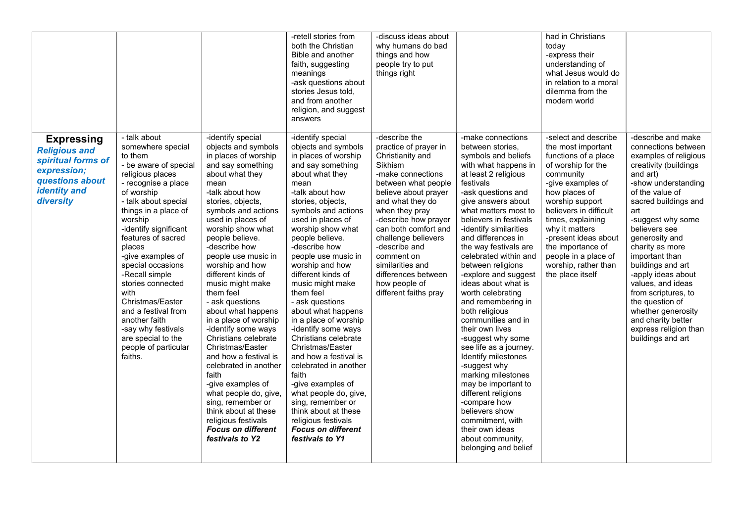| | | | | | | | |
|---|---|---|---|---|---|---|---|
| | | | -retell stories from both the Christian Bible and another faith, suggesting meanings<br>-ask questions about stories Jesus told, and from another religion, and suggest answers | -discuss ideas about why humans do bad things and how people try to put things right | | had in Christians today<br>-express their understanding of what Jesus would do in relation to a moral dilemma from the modern world | |
| **Expressing**<br>***Religious and spiritual forms of expression; questions about identity and diversity*** | - talk about somewhere special to them<br>- be aware of special religious places<br>- recognise a place of worship<br>- talk about special things in a place of worship<br>-identify significant features of sacred places<br>-give examples of special occasions<br>-Recall simple stories connected with Christmas/Easter and a festival from another faith<br>-say why festivals are special to the people of particular faiths. | -identify special objects and symbols in places of worship and say something about what they mean<br>-talk about how stories, objects, symbols and actions used in places of worship show what people believe.<br>-describe how people use music in worship and how different kinds of music might make them feel<br>- ask questions about what happens in a place of worship<br>-identify some ways Christians celebrate Christmas/Easter and how a festival is celebrated in another faith<br>-give examples of what people do, give, sing, remember or think about at these religious festivals<br>***Focus on different festivals to Y2*** | -identify special objects and symbols in places of worship and say something about what they mean<br>-talk about how stories, objects, symbols and actions used in places of worship show what people believe.<br>-describe how people use music in worship and how different kinds of music might make them feel<br>- ask questions about what happens in a place of worship<br>-identify some ways Christians celebrate Christmas/Easter and how a festival is celebrated in another faith<br>-give examples of what people do, give, sing, remember or think about at these religious festivals<br>***Focus on different festivals to Y1*** | -describe the practice of prayer in Christianity and Sikhism<br>-make connections between what people believe about prayer and what they do when they pray<br>-describe how prayer can both comfort and challenge believers<br>-describe and comment on similarities and differences between how people of different faiths pray | -make connections between stories, symbols and beliefs with what happens in at least 2 religious festivals<br>-ask questions and give answers about what matters most to believers in festivals<br>-identify similarities and differences in the way festivals are celebrated within and between religions<br>-explore and suggest ideas about what is worth celebrating and remembering in both religious communities and in their own lives<br>-suggest why some see life as a journey. Identify milestones<br>-suggest why marking milestones may be important to different religions<br>-compare how believers show commitment, with their own ideas about community, belonging and belief | -select and describe the most important functions of a place of worship for the community<br>-give examples of how places of worship support believers in difficult times, explaining why it matters<br>-present ideas about the importance of people in a place of worship, rather than the place itself | -describe and make connections between examples of religious creativity (buildings and art)<br>-show understanding of the value of sacred buildings and art<br>-suggest why some believers see generosity and charity as more important than buildings and art<br>-apply ideas about values, and ideas from scriptures, to the question of whether generosity and charity better express religion than buildings and art |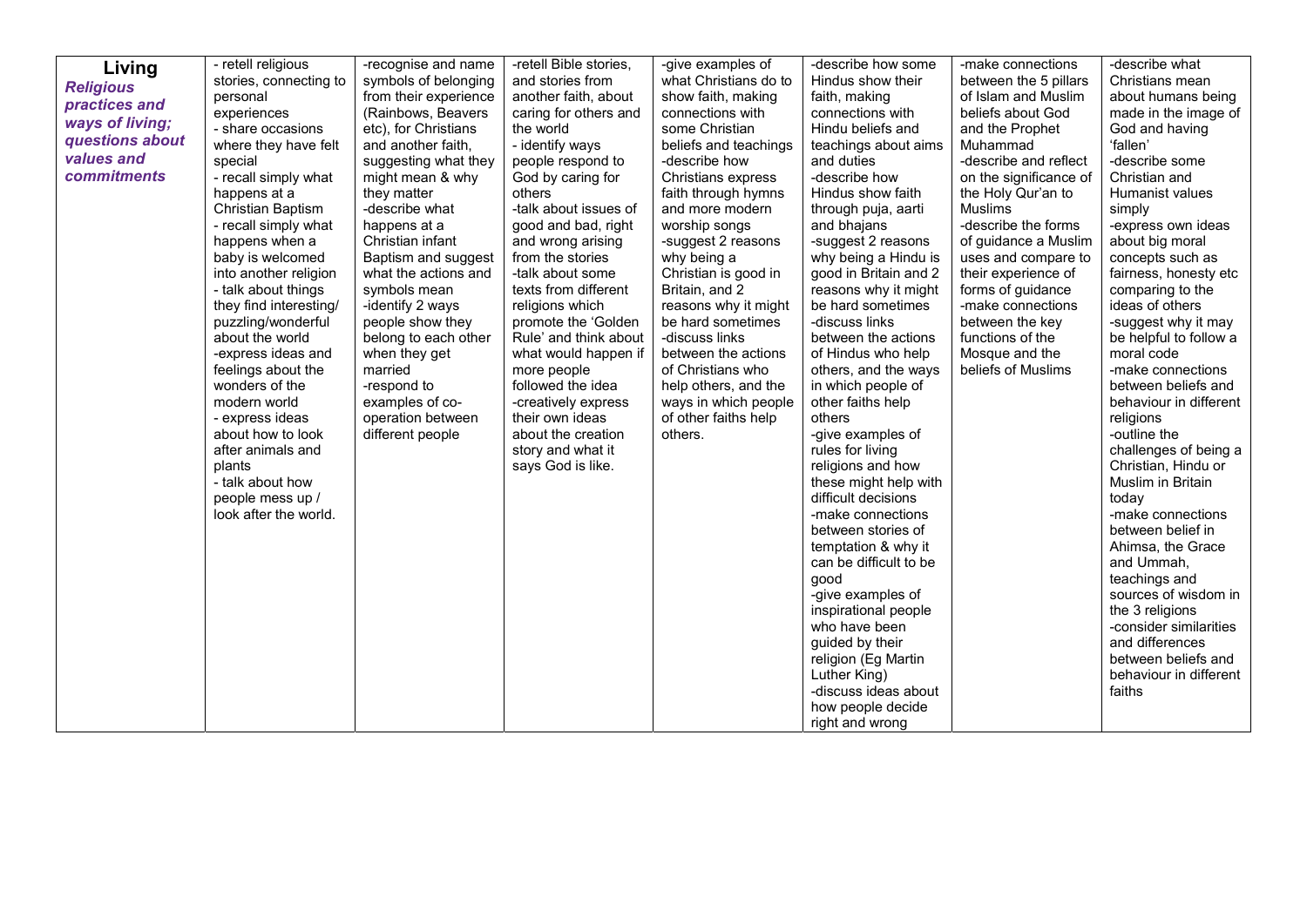| **Living** ***Religious practices and ways of living; questions about values and commitments*** | - retell religious stories, connecting to personal experiences<br>- share occasions where they have felt special<br>- recall simply what happens at a Christian Baptism<br>- recall simply what happens when a baby is welcomed into another religion<br>- talk about things they find interesting/ puzzling/wonderful about the world<br>-express ideas and feelings about the wonders of the modern world<br>- express ideas about how to look after animals and plants<br>- talk about how people mess up / look after the world. | -recognise and name symbols of belonging from their experience (Rainbows, Beavers etc), for Christians and another faith, suggesting what they might mean & why they matter<br>-describe what happens at a Christian infant Baptism and suggest what the actions and symbols mean<br>-identify 2 ways people show they belong to each other when they get married<br>-respond to examples of co-operation between different people | -retell Bible stories, and stories from another faith, about caring for others and the world<br>- identify ways people respond to God by caring for others<br>-talk about issues of good and bad, right and wrong arising from the stories<br>-talk about some texts from different religions which promote the 'Golden Rule' and think about what would happen if more people followed the idea<br>-creatively express their own ideas about the creation story and what it says God is like. | -give examples of what Christians do to show faith, making connections with some Christian beliefs and teachings<br>-describe how Christians express faith through hymns and more modern worship songs<br>-suggest 2 reasons why being a Christian is good in Britain, and 2 reasons why it might be hard sometimes<br>-discuss links between the actions of Christians who help others, and the ways in which people of other faiths help others. | -describe how some Hindus show their faith, making connections with Hindu beliefs and teachings about aims and duties<br>-describe how Hindus show faith through puja, aarti and bhajans<br>-suggest 2 reasons why being a Hindu is good in Britain and 2 reasons why it might be hard sometimes<br>-discuss links between the actions of Hindus who help others, and the ways in which people of other faiths help others<br>-give examples of rules for living religions and how these might help with difficult decisions<br>-make connections between stories of temptation & why it can be difficult to be good<br>-give examples of inspirational people who have been guided by their religion (Eg Martin Luther King)<br>-discuss ideas about how people decide right and wrong | -make connections between the 5 pillars of Islam and Muslim beliefs about God and the Prophet Muhammad<br>-describe and reflect on the significance of the Holy Qur'an to Muslims<br>-describe the forms of guidance a Muslim uses and compare to their experience of forms of guidance<br>-make connections between the key functions of the Mosque and the beliefs of Muslims | -describe what Christians mean about humans being made in the image of God and having 'fallen'<br>-describe some Christian and Humanist values simply<br>-express own ideas about big moral concepts such as fairness, honesty etc comparing to the ideas of others<br>-suggest why it may be helpful to follow a moral code<br>-make connections between beliefs and behaviour in different religions<br>-outline the challenges of being a Christian, Hindu or Muslim in Britain today<br>-make connections between belief in Ahimsa, the Grace and Ummah, teachings and sources of wisdom in the 3 religions<br>-consider similarities and differences between beliefs and behaviour in different faiths |
|---|---|---|---|---|---|---|---|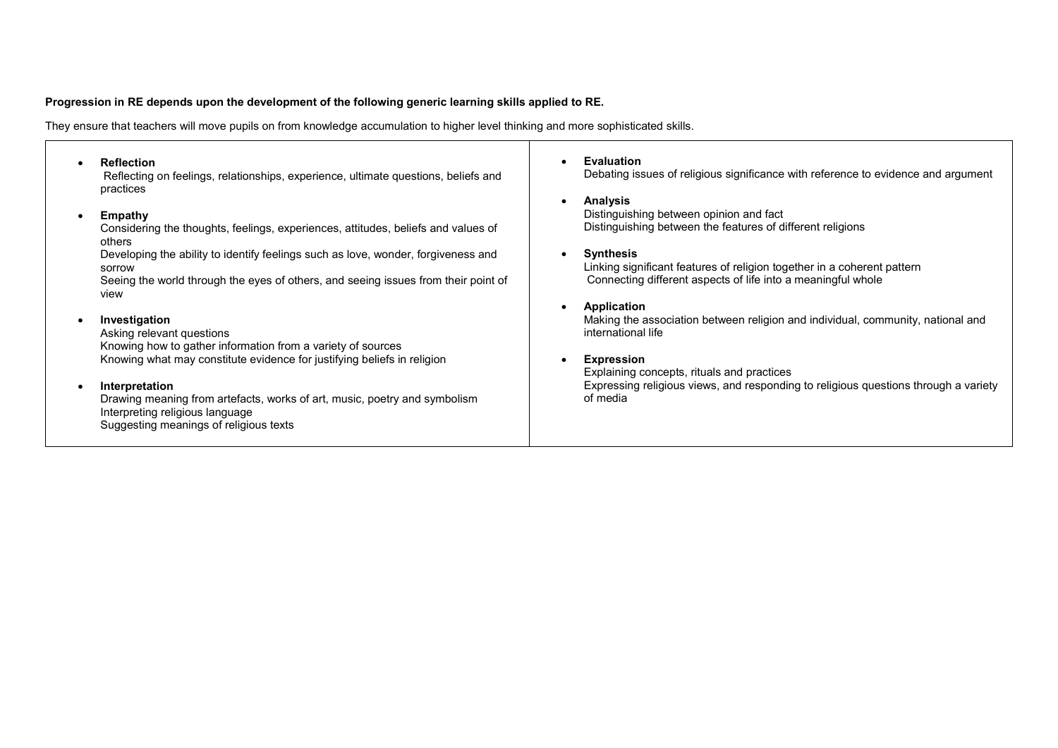**Progression in RE depends upon the development of the following generic learning skills applied to RE.**

They ensure that teachers will move pupils on from knowledge accumulation to higher level thinking and more sophisticated skills.

- **Reflection**
  Reflecting on feelings, relationships, experience, ultimate questions, beliefs and practices

- **Empathy**
  Considering the thoughts, feelings, experiences, attitudes, beliefs and values of others
  Developing the ability to identify feelings such as love, wonder, forgiveness and sorrow
  Seeing the world through the eyes of others, and seeing issues from their point of view

- **Investigation**
  Asking relevant questions
  Knowing how to gather information from a variety of sources
  Knowing what may constitute evidence for justifying beliefs in religion

- **Interpretation**
  Drawing meaning from artefacts, works of art, music, poetry and symbolism
  Interpreting religious language
  Suggesting meanings of religious texts

- **Evaluation**
  Debating issues of religious significance with reference to evidence and argument

- **Analysis**
  Distinguishing between opinion and fact
  Distinguishing between the features of different religions

- **Synthesis**
  Linking significant features of religion together in a coherent pattern
  Connecting different aspects of life into a meaningful whole

- **Application**
  Making the association between religion and individual, community, national and international life

- **Expression**
  Explaining concepts, rituals and practices
  Expressing religious views, and responding to religious questions through a variety of media